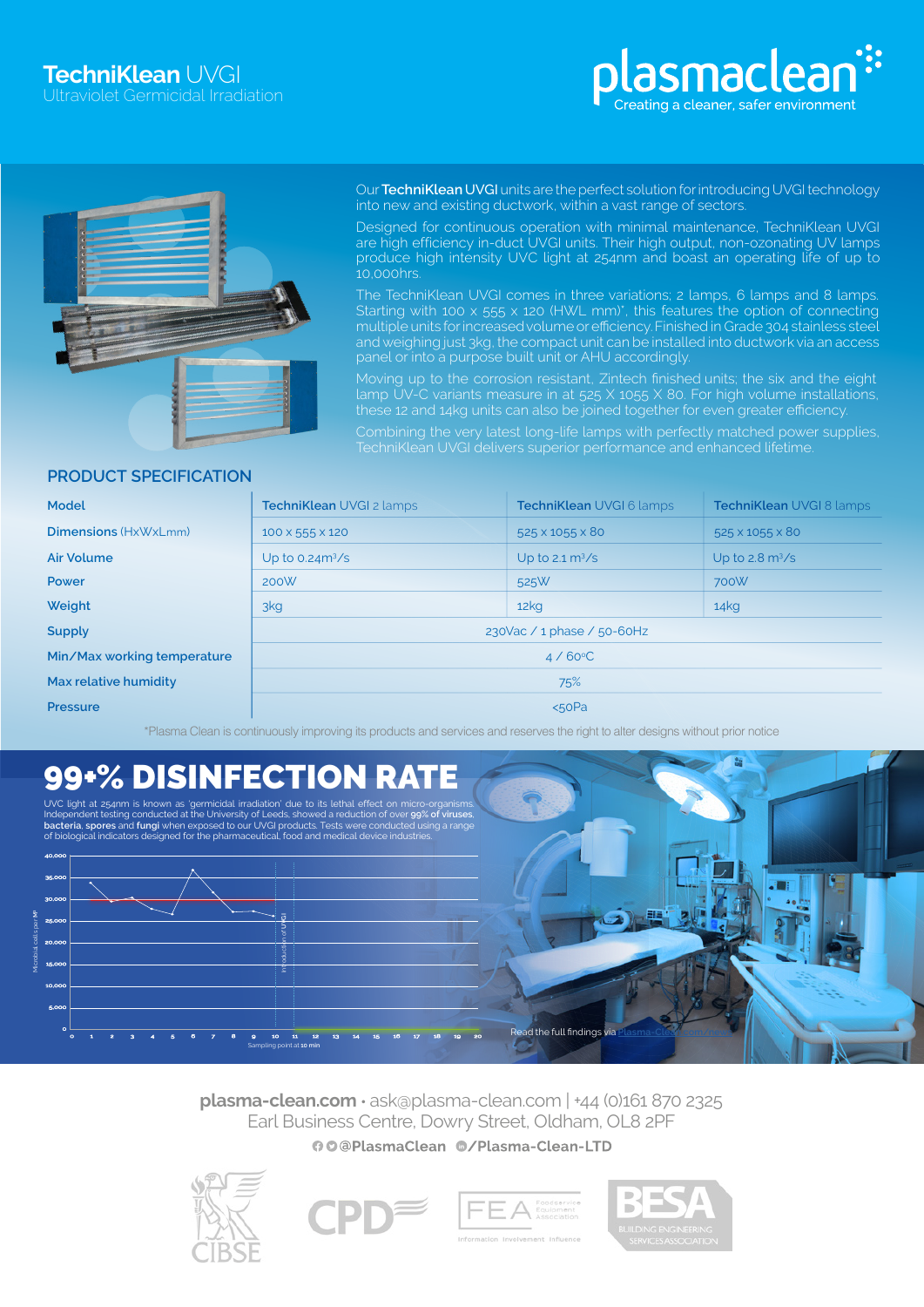# TechniKlean UVGI

Ultraviolet Germicidal Irradiation

**plasmaclean**
Creating a cleaner, safer environment

Our **TechniKlean UVGI** units are the perfect solution for introducing UVGI technology into new and existing ductwork, within a vast range of sectors.

Designed for continuous operation with minimal maintenance, TechniKlean UVGI are high efficiency in-duct UVGI units. Their high output, non-ozonating UV lamps produce high intensity UVC light at 254nm and boast an operating life of up to 10,000hrs.

The TechniKlean UVGI comes in three variations; 2 lamps, 6 lamps and 8 lamps. Starting with 100 x 555 x 120 (HWL mm)*, this features the option of connecting multiple units for increased volume or efficiency. Finished in Grade 304 stainless steel and weighing just 3kg, the compact unit can be installed into ductwork via an access panel or into a purpose built unit or AHU accordingly.

Moving up to the corrosion resistant, Zintech finished units; the six and the eight lamp UV-C variants measure in at 525 X 1055 X 80. For high volume installations, these 12 and 14kg units can also be joined together for even greater efficiency.

Combining the very latest long-life lamps with perfectly matched power supplies, TechniKlean UVGI delivers superior performance and enhanced lifetime.

## PRODUCT SPECIFICATION

| Model | TechniKlean UVGI 2 lamps | TechniKlean UVGI 6 lamps | TechniKlean UVGI 8 lamps |
|---|---|---|---|
| Dimensions (HxWxLmm) | 100 x 555 x 120 | 525 x 1055 x 80 | 525 x 1055 x 80 |
| Air Volume | Up to 0.24m³/s | Up to 2.1 m³/s | Up to 2.8 m³/s |
| Power | 200W | 525W | 700W |
| Weight | 3kg | 12kg | 14kg |
| Supply | 230Vac / 1 phase / 50-60Hz | | |
| Min/Max working temperature | 4 / 60°C | | |
| Max relative humidity | 75% | | |
| Pressure | <50Pa | | |

*Plasma Clean is continuously improving its products and services and reserves the right to alter designs without prior notice

## 99+% DISINFECTION RATE

UVC light at 254nm is known as 'germicidal irradiation' due to its lethal effect on micro-organisms. Independent testing conducted at the University of Leeds, showed a reduction of over **99% of viruses, bacteria, spores** and **fungi** when exposed to our UVGI products. Tests were conducted using a range of biological indicators designed for the pharmaceutical, food and medical device industries.

Read the full findings via plasma-clean.com/uvgi

**plasma-clean.com** · ask@plasma-clean.com | +44 (0)161 870 2325
Earl Business Centre, Dowry Street, Oldham, OL8 2PF

@PlasmaClean /Plasma-Clean-LTD

CIBSE · CPD · FEA Foodservice Equipment Association – Information Involvement Influence · BESA Building Engineering Services Association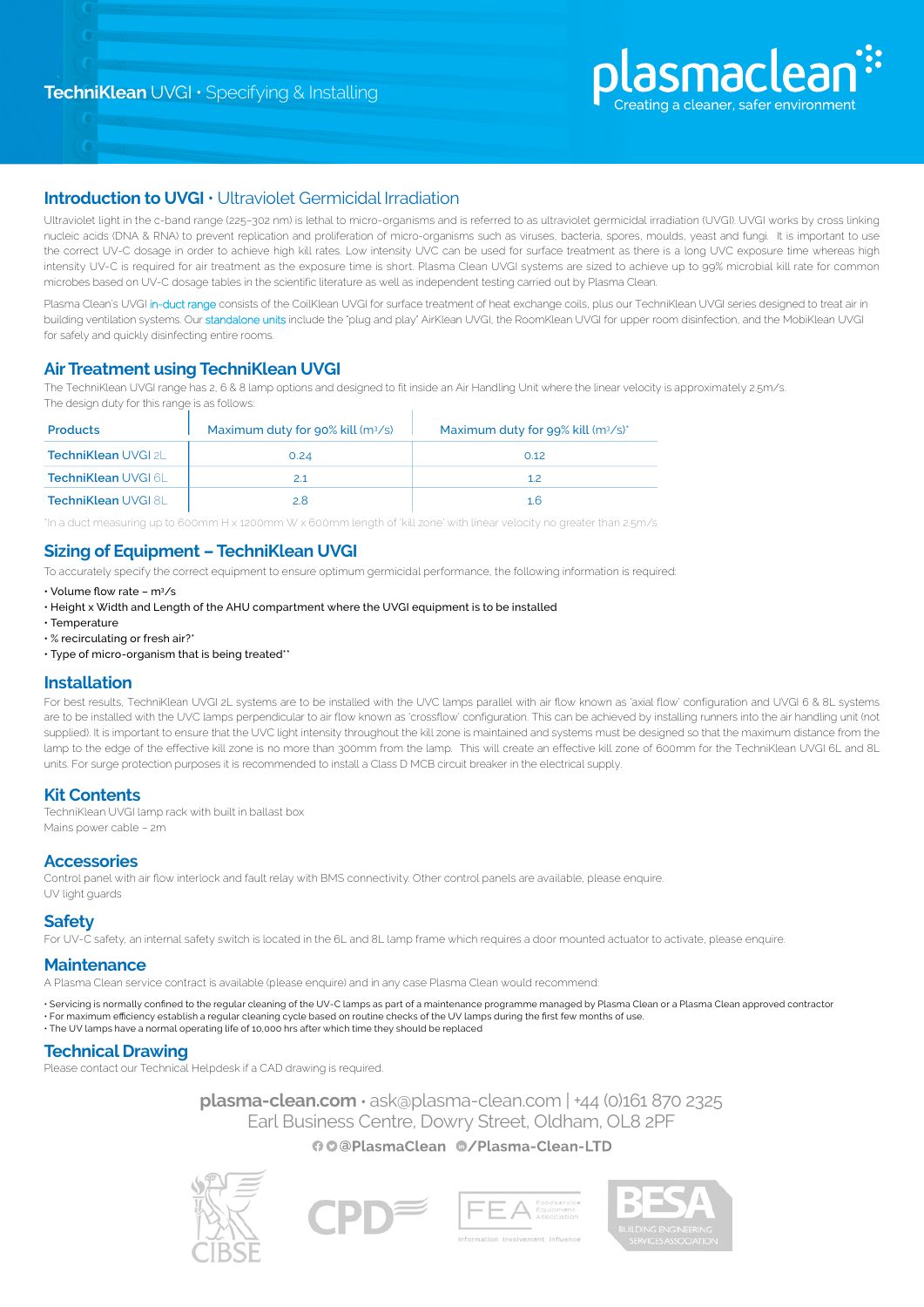# TechniKlean UVGI • Specifying & Installing

plasmaclean
Creating a cleaner, safer environment

## Introduction to UVGI • Ultraviolet Germicidal Irradiation

Ultraviolet light in the c-band range (225–302 nm) is lethal to micro-organisms and is referred to as ultraviolet germicidal irradiation (UVGI). UVGI works by cross linking nucleic acids (DNA & RNA) to prevent replication and proliferation of micro-organisms such as viruses, bacteria, spores, moulds, yeast and fungi. It is important to use the correct UV-C dosage in order to achieve high kill rates. Low intensity UVC can be used for surface treatment as there is a long UVC exposure time whereas high intensity UV-C is required for air treatment as the exposure time is short. Plasma Clean UVGI systems are sized to achieve up to 99% microbial kill rate for common microbes based on UV-C dosage tables in the scientific literature as well as independent testing carried out by Plasma Clean.

Plasma Clean's UVGI in-duct range consists of the CoilKlean UVGI for surface treatment of heat exchange coils, plus our TechniKlean UVGI series designed to treat air in building ventilation systems. Our standalone units include the 'plug and play' AirKlean UVGI, the RoomKlean UVGI for upper room disinfection, and the MobiKlean UVGI for safely and quickly disinfecting entire rooms.

## Air Treatment using TechniKlean UVGI

The TechniKlean UVGI range has 2, 6 & 8 lamp options and designed to fit inside an Air Handling Unit where the linear velocity is approximately 2.5m/s. The design duty for this range is as follows:

| Products | Maximum duty for 90% kill ($m^3/s$) | Maximum duty for 99% kill ($m^3/s$)* |
|---|---|---|
| TechniKlean UVGI 2L | 0.24 | 0.12 |
| TechniKlean UVGI 6L | 2.1 | 1.2 |
| TechniKlean UVGI 8L | 2.8 | 1.6 |

*In a duct measuring up to 600mm H x 1200mm W x 600mm length of 'kill zone' with linear velocity no greater than 2.5m/s

## Sizing of Equipment – TechniKlean UVGI

To accurately specify the correct equipment to ensure optimum germicidal performance, the following information is required:

- Volume flow rate – $m^3/s$
- Height x Width and Length of the AHU compartment where the UVGI equipment is to be installed
- Temperature
- % recirculating or fresh air?*
- Type of micro-organism that is being treated**

## Installation

For best results, TechniKlean UVGI 2L systems are to be installed with the UVC lamps parallel with air flow known as 'axial flow' configuration and UVGI 6 & 8L systems are to be installed with the UVC lamps perpendicular to air flow known as 'crossflow' configuration. This can be achieved by installing runners into the air handling unit (not supplied). It is important to ensure that the UVC light intensity throughout the kill zone is maintained and systems must be designed so that the maximum distance from the lamp to the edge of the effective kill zone is no more than 300mm from the lamp. This will create an effective kill zone of 600mm for the TechniKlean UVGI 6L and 8L units. For surge protection purposes it is recommended to install a Class D MCB circuit breaker in the electrical supply.

## Kit Contents

TechniKlean UVGI lamp rack with built in ballast box
Mains power cable – 2m

## Accessories

Control panel with air flow interlock and fault relay with BMS connectivity. Other control panels are available, please enquire.
UV light guards

## Safety

For UV-C safety, an internal safety switch is located in the 6L and 8L lamp frame which requires a door mounted actuator to activate, please enquire.

## Maintenance

A Plasma Clean service contract is available (please enquire) and in any case Plasma Clean would recommend:

- Servicing is normally confined to the regular cleaning of the UV-C lamps as part of a maintenance programme managed by Plasma Clean or a Plasma Clean approved contractor
- For maximum efficiency establish a regular cleaning cycle based on routine checks of the UV lamps during the first few months of use.
- The UV lamps have a normal operating life of 10,000 hrs after which time they should be replaced

## Technical Drawing

Please contact our Technical Helpdesk if a CAD drawing is required.

**plasma-clean.com** • ask@plasma-clean.com | +44 (0)161 870 2325
Earl Business Centre, Dowry Street, Oldham, OL8 2PF

@PlasmaClean /Plasma-Clean-LTD

CIBSE CPD FEA BESA